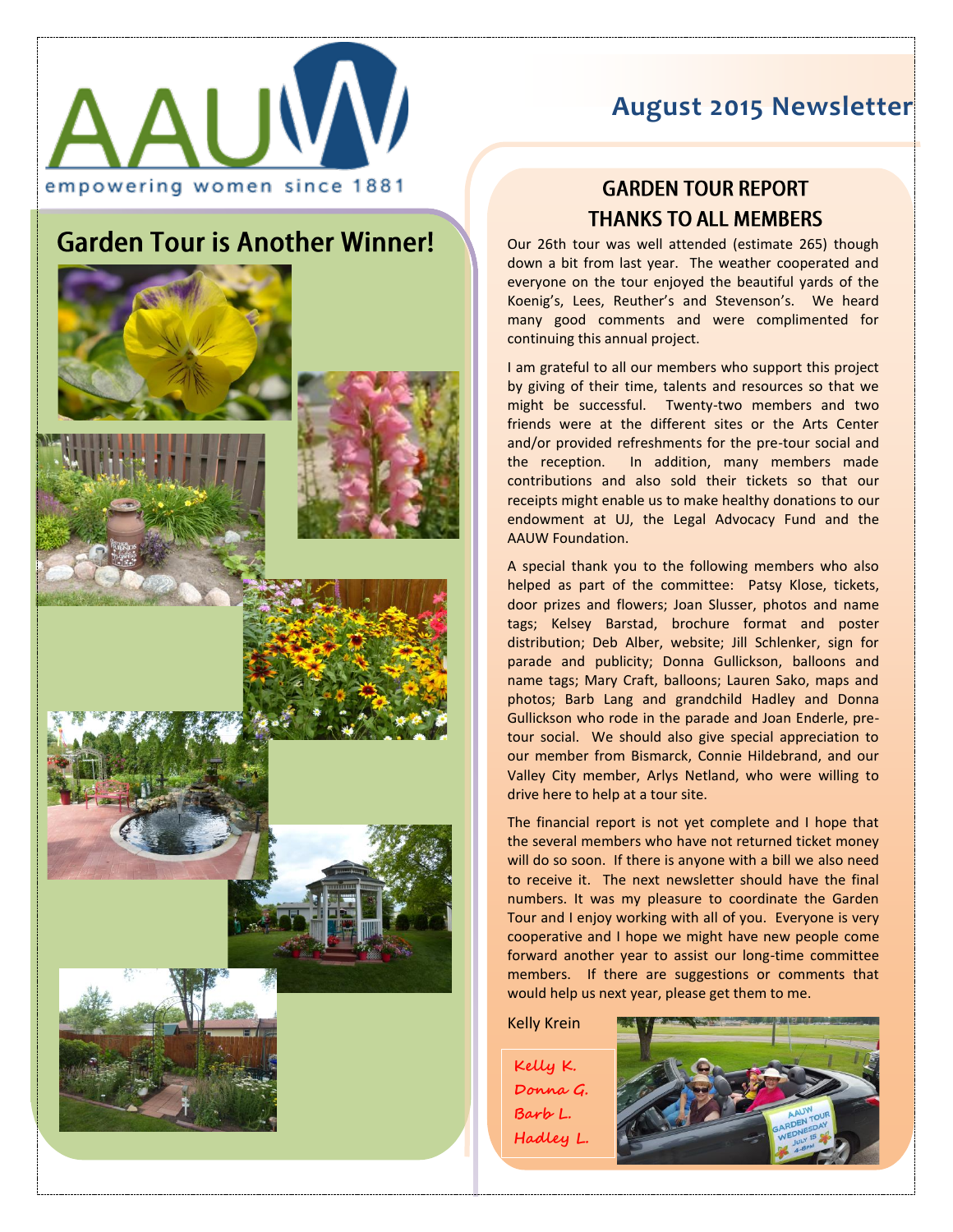AAUW

empowering women since 1881

# August 2015 Newsletter

## Garden Tour is Another Winner!

## GARDEN TOUR REPORT THANKS TO ALL MEMBERS

Our 26th tour was well attended (estimate 265) though down a bit from last year. The weather cooperated and everyone on the tour enjoyed the beautiful yards of the Koenig's, Lees, Reuther's and Stevenson's. We heard many good comments and were complimented for continuing this annual project.

I am grateful to all our members who support this project by giving of their time, talents and resources so that we might be successful. Twenty-two members and two friends were at the different sites or the Arts Center and/or provided refreshments for the pre-tour social and the reception. In addition, many members made contributions and also sold their tickets so that our receipts might enable us to make healthy donations to our endowment at UJ, the Legal Advocacy Fund and the AAUW Foundation.

A special thank you to the following members who also helped as part of the committee: Patsy Klose, tickets, door prizes and flowers; Joan Slusser, photos and name tags; Kelsey Barstad, brochure format and poster distribution; Deb Alber, website; Jill Schlenker, sign for parade and publicity; Donna Gullickson, balloons and name tags; Mary Craft, balloons; Lauren Sako, maps and photos; Barb Lang and grandchild Hadley and Donna Gullickson who rode in the parade and Joan Enderle, pre-tour social. We should also give special appreciation to our member from Bismarck, Connie Hildebrand, and our Valley City member, Arlys Netland, who were willing to drive here to help at a tour site.

The financial report is not yet complete and I hope that the several members who have not returned ticket money will do so soon. If there is anyone with a bill we also need to receive it. The next newsletter should have the final numbers. It was my pleasure to coordinate the Garden Tour and I enjoy working with all of you. Everyone is very cooperative and I hope we might have new people come forward another year to assist our long-time committee members. If there are suggestions or comments that would help us next year, please get them to me.

Kelly Krein

Kelly K.
Donna G.
Barb L.
Hadley L.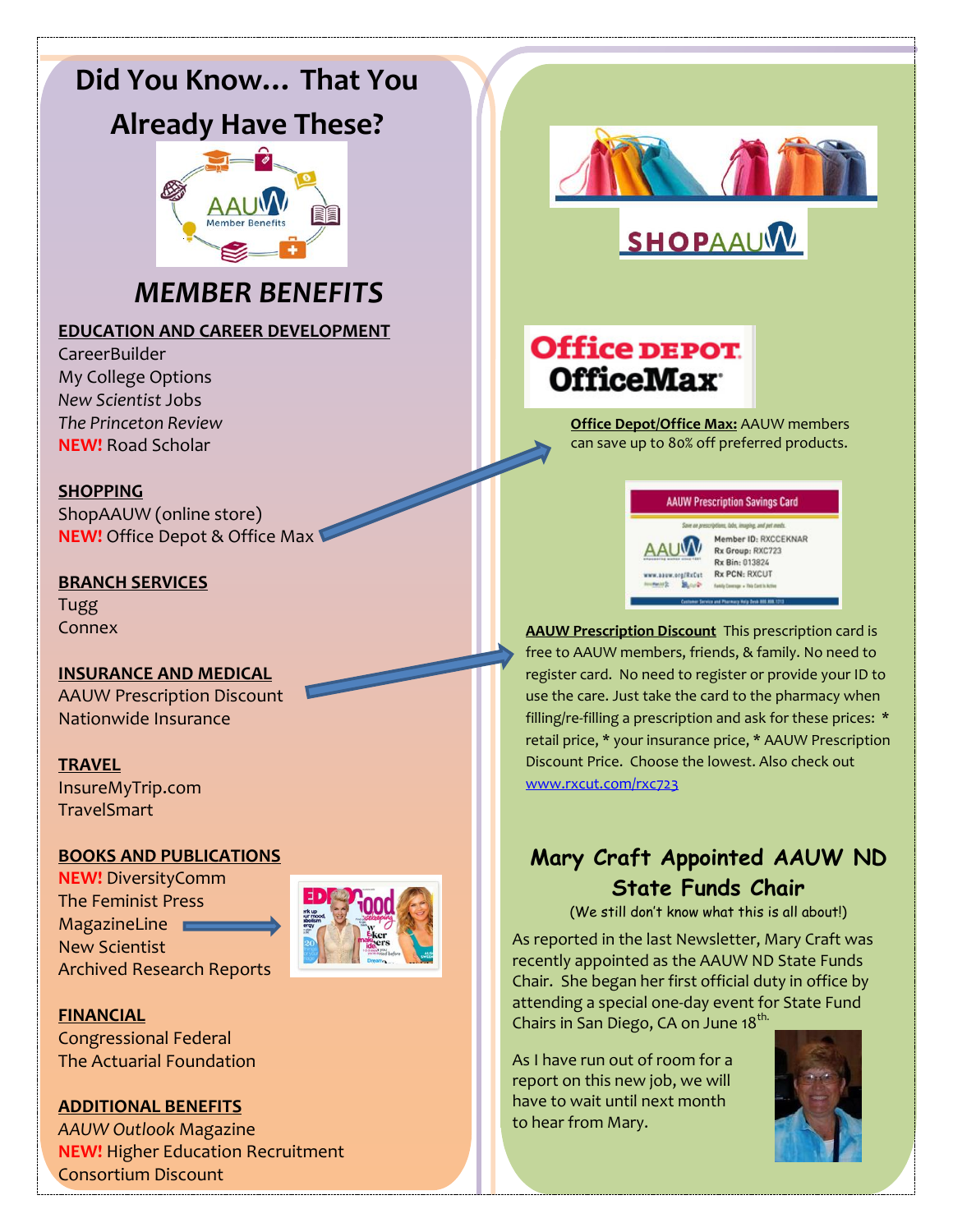# Did You Know… That You Already Have These?

## MEMBER BENEFITS

**EDUCATION AND CAREER DEVELOPMENT**

CareerBuilder
My College Options
*New Scientist* Jobs
*The Princeton Review*
**NEW!** Road Scholar

**SHOPPING**

ShopAAUW (online store)
**NEW!** Office Depot & Office Max

**BRANCH SERVICES**

Tugg
Connex

**INSURANCE AND MEDICAL**

AAUW Prescription Discount
Nationwide Insurance

**TRAVEL**

InsureMyTrip.com
TravelSmart

**BOOKS AND PUBLICATIONS**

**NEW!** DiversityComm
The Feminist Press
MagazineLine
New Scientist
Archived Research Reports

**FINANCIAL**

Congressional Federal
The Actuarial Foundation

**ADDITIONAL BENEFITS**

*AAUW Outlook* Magazine
**NEW!** Higher Education Recruitment Consortium Discount

---

SHOPAAUW

Office DEPOT OfficeMax

**Office Depot/Office Max:** AAUW members can save up to 80% off preferred products.

**AAUW Prescription Discount** This prescription card is free to AAUW members, friends, & family. No need to register card. No need to register or provide your ID to use the care. Just take the card to the pharmacy when filling/re-filling a prescription and ask for these prices: * retail price, * your insurance price, * AAUW Prescription Discount Price. Choose the lowest. Also check out www.rxcut.com/rxc723

## Mary Craft Appointed AAUW ND State Funds Chair

(We still don't know what this is all about!)

As reported in the last Newsletter, Mary Craft was recently appointed as the AAUW ND State Funds Chair. She began her first official duty in office by attending a special one-day event for State Fund Chairs in San Diego, CA on June 18th.

As I have run out of room for a report on this new job, we will have to wait until next month to hear from Mary.